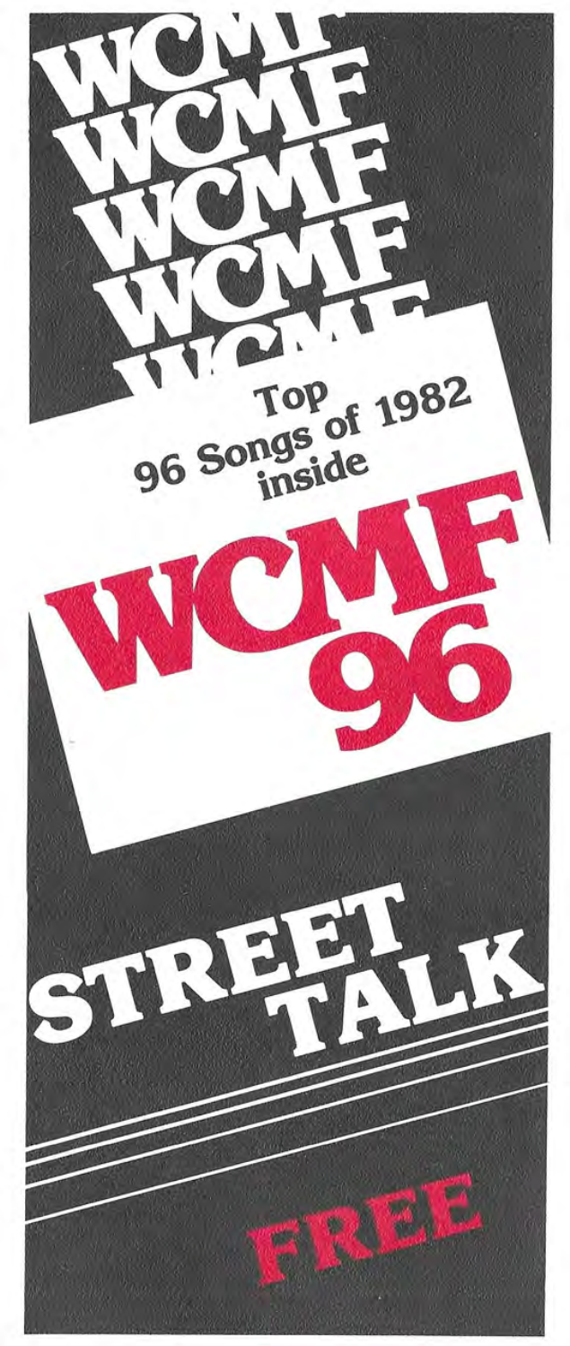WCMF
WCMF
WCMF
WCMF
WCMF

Top 96 Songs of 1982 inside

# WCMF 96

# STREET TALK

FREE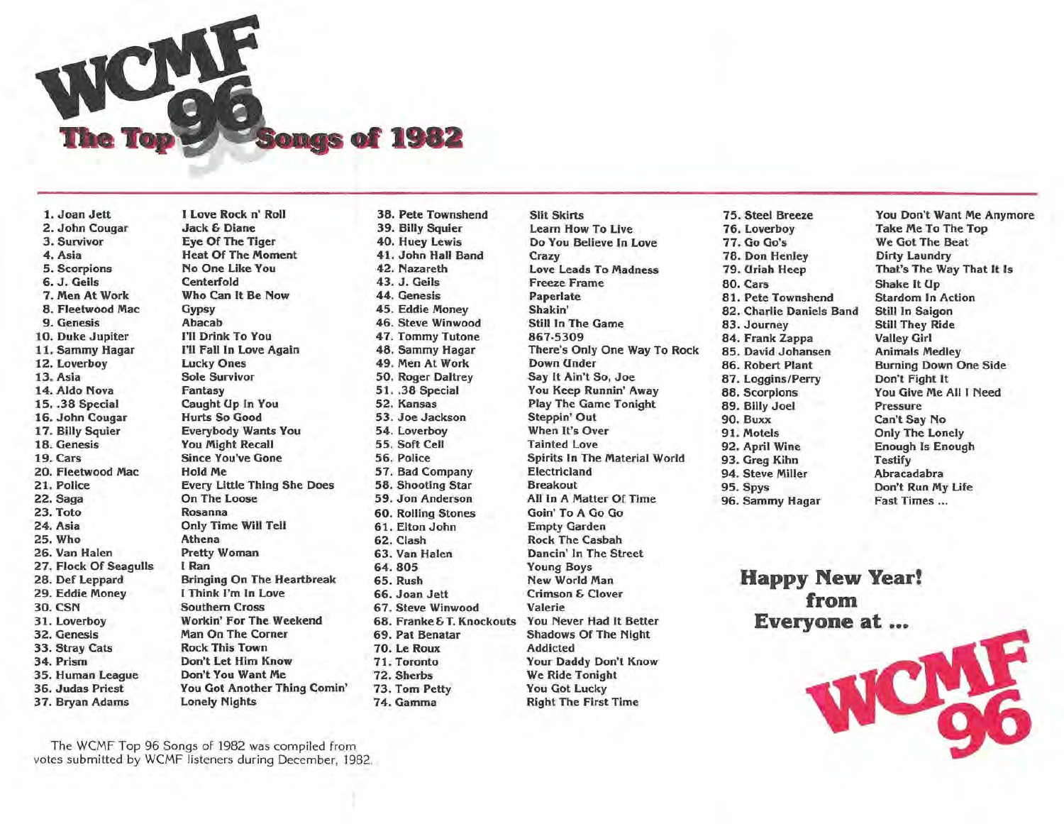# WCMF 96

## The Top 96 Songs of 1982

| # | Artist | Song |
|---|---|---|
| 1. | Joan Jett | I Love Rock n' Roll |
| 2. | John Cougar | Jack & Diane |
| 3. | Survivor | Eye Of The Tiger |
| 4. | Asia | Heat Of The Moment |
| 5. | Scorpions | No One Like You |
| 6. | J. Geils | Centerfold |
| 7. | Men At Work | Who Can It Be Now |
| 8. | Fleetwood Mac | Gypsy |
| 9. | Genesis | Abacab |
| 10. | Duke Jupiter | I'll Drink To You |
| 11. | Sammy Hagar | I'll Fall In Love Again |
| 12. | Loverboy | Lucky Ones |
| 13. | Asia | Sole Survivor |
| 14. | Aldo Nova | Fantasy |
| 15. | .38 Special | Caught Up In You |
| 16. | John Cougar | Hurts So Good |
| 17. | Billy Squier | Everybody Wants You |
| 18. | Genesis | You Might Recall |
| 19. | Cars | Since You've Gone |
| 20. | Fleetwood Mac | Hold Me |
| 21. | Police | Every Little Thing She Does |
| 22. | Saga | On The Loose |
| 23. | Toto | Rosanna |
| 24. | Asia | Only Time Will Tell |
| 25. | Who | Athena |
| 26. | Van Halen | Pretty Woman |
| 27. | Flock Of Seagulls | I Ran |
| 28. | Def Leppard | Bringing On The Heartbreak |
| 29. | Eddie Money | I Think I'm In Love |
| 30. | CSN | Southern Cross |
| 31. | Loverboy | Workin' For The Weekend |
| 32. | Genesis | Man On The Corner |
| 33. | Stray Cats | Rock This Town |
| 34. | Prism | Don't Let Him Know |
| 35. | Human League | Don't You Want Me |
| 36. | Judas Priest | You Got Another Thing Comin' |
| 37. | Bryan Adams | Lonely Nights |
| 38. | Pete Townshend | Slit Skirts |
| 39. | Billy Squier | Learn How To Live |
| 40. | Huey Lewis | Do You Believe In Love |
| 41. | John Hall Band | Crazy |
| 42. | Nazareth | Love Leads To Madness |
| 43. | J. Geils | Freeze Frame |
| 44. | Genesis | Paperlate |
| 45. | Eddie Money | Shakin' |
| 46. | Steve Winwood | Still In The Game |
| 47. | Tommy Tutone | 867-5309 |
| 48. | Sammy Hagar | There's Only One Way To Rock |
| 49. | Men At Work | Down Under |
| 50. | Roger Daltrey | Say It Ain't So, Joe |
| 51. | .38 Special | You Keep Runnin' Away |
| 52. | Kansas | Play The Game Tonight |
| 53. | Joe Jackson | Steppin' Out |
| 54. | Loverboy | When It's Over |
| 55. | Soft Cell | Tainted Love |
| 56. | Police | Spirits In The Material World |
| 57. | Bad Company | Electricland |
| 58. | Shooting Star | Breakout |
| 59. | Jon Anderson | All In A Matter Of Time |
| 60. | Rolling Stones | Goin' To A Go Go |
| 61. | Elton John | Empty Garden |
| 62. | Clash | Rock The Casbah |
| 63. | Van Halen | Dancin' In The Street |
| 64. | 805 | Young Boys |
| 65. | Rush | New World Man |
| 66. | Joan Jett | Crimson & Clover |
| 67. | Steve Winwood | Valerie |
| 68. | Franke & T. Knockouts | You Never Had It Better |
| 69. | Pat Benatar | Shadows Of The Night |
| 70. | Le Roux | Addicted |
| 71. | Toronto | Your Daddy Don't Know |
| 72. | Sherbs | We Ride Tonight |
| 73. | Tom Petty | You Got Lucky |
| 74. | Gamma | Right The First Time |
| 75. | Steel Breeze | You Don't Want Me Anymore |
| 76. | Loverboy | Take Me To The Top |
| 77. | Go Go's | We Got The Beat |
| 78. | Don Henley | Dirty Laundry |
| 79. | Uriah Heep | That's The Way That It Is |
| 80. | Cars | Shake It Up |
| 81. | Pete Townshend | Stardom In Action |
| 82. | Charlie Daniels Band | Still In Saigon |
| 83. | Journey | Still They Ride |
| 84. | Frank Zappa | Valley Girl |
| 85. | David Johansen | Animals Medley |
| 86. | Robert Plant | Burning Down One Side |
| 87. | Loggins/Perry | Don't Fight It |
| 88. | Scorpions | You Give Me All I Need |
| 89. | Billy Joel | Pressure |
| 90. | Buxx | Can't Say No |
| 91. | Motels | Only The Lonely |
| 92. | April Wine | Enough Is Enough |
| 93. | Greg Kihn | Testify |
| 94. | Steve Miller | Abracadabra |
| 95. | Spys | Don't Run My Life |
| 96. | Sammy Hagar | Fast Times ... |

**Happy New Year! from Everyone at ...**

**WCMF 96**

The WCMF Top 96 Songs of 1982 was compiled from votes submitted by WCMF listeners during December, 1982.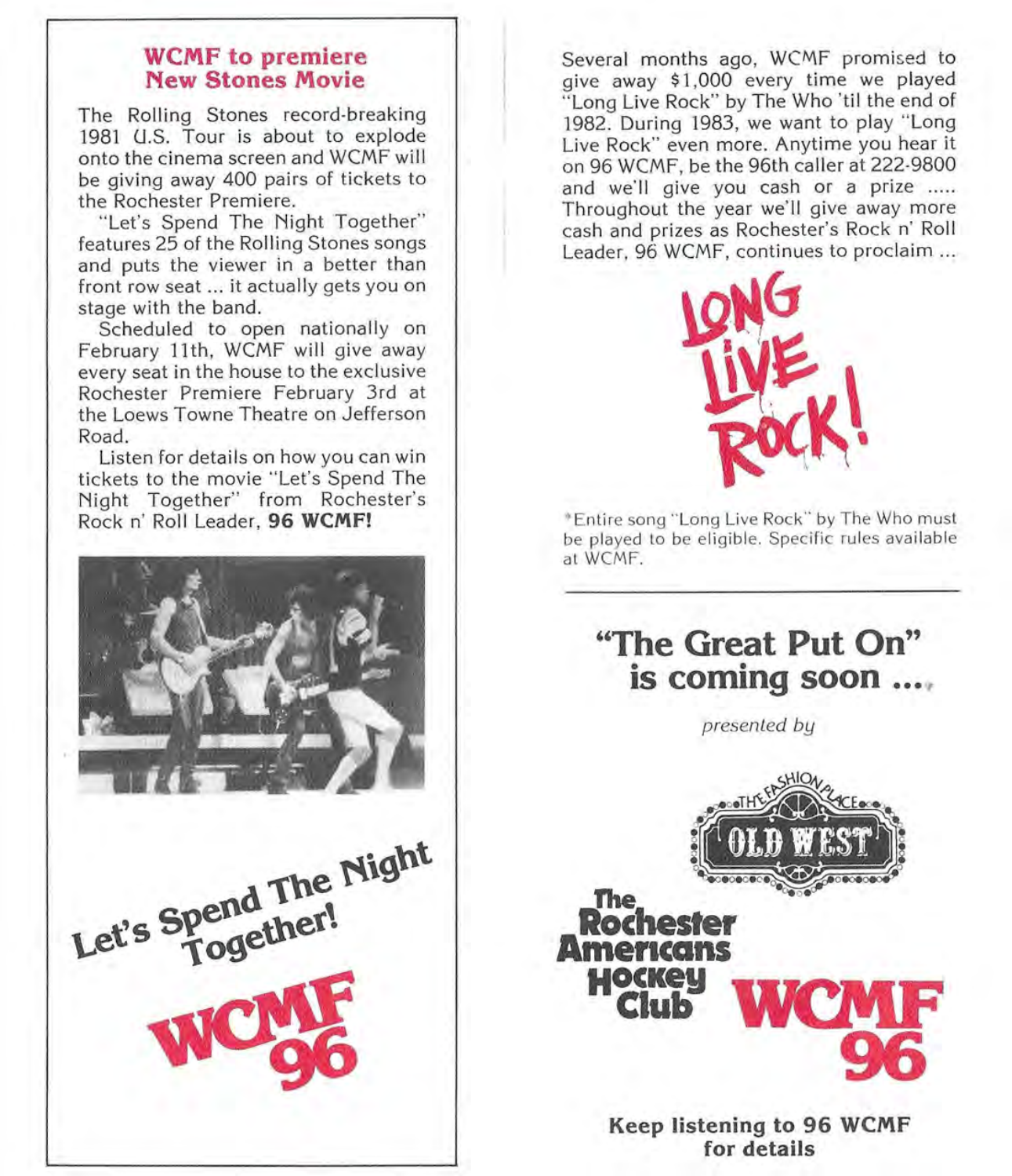## WCMF to premiere New Stones Movie

The Rolling Stones record-breaking 1981 U.S. Tour is about to explode onto the cinema screen and WCMF will be giving away 400 pairs of tickets to the Rochester Premiere.

"Let's Spend The Night Together" features 25 of the Rolling Stones songs and puts the viewer in a better than front row seat ... it actually gets you on stage with the band.

Scheduled to open nationally on February 11th, WCMF will give away every seat in the house to the exclusive Rochester Premiere February 3rd at the Loews Towne Theatre on Jefferson Road.

Listen for details on how you can win tickets to the movie "Let's Spend The Night Together" from Rochester's Rock n' Roll Leader, **96 WCMF!**

Let's Spend The Night Together!

WCMF 96

Several months ago, WCMF promised to give away $1,000 every time we played "Long Live Rock" by The Who 'til the end of 1982. During 1983, we want to play "Long Live Rock" even more. Anytime you hear it on 96 WCMF, be the 96th caller at 222-9800 and we'll give you cash or a prize ..... Throughout the year we'll give away more cash and prizes as Rochester's Rock n' Roll Leader, 96 WCMF, continues to proclaim ...

LONG LIVE ROCK!

*Entire song "Long Live Rock" by The Who must be played to be eligible. Specific rules available at WCMF.

---

## "The Great Put On" is coming soon ...

*presented by*

The Fashion Place Old West

The Rochester Americans Hockey Club

WCMF 96

**Keep listening to 96 WCMF for details**